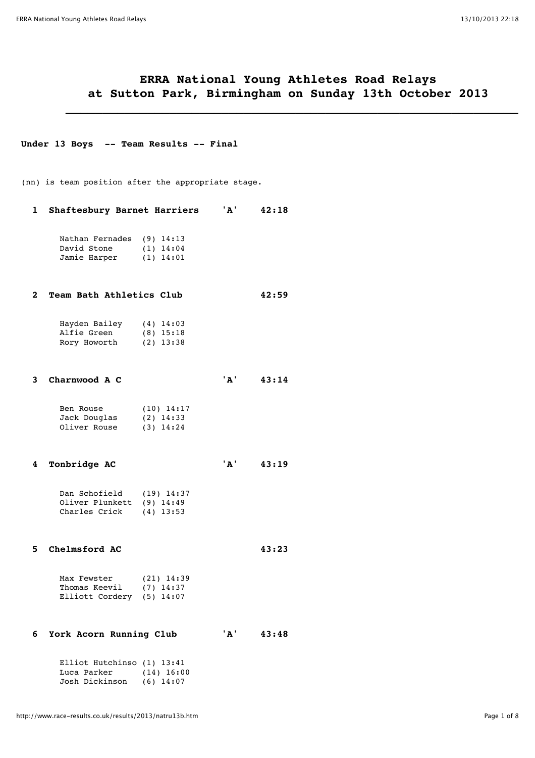# ERRA National Young Athletes Road Relays
# at Sutton Park, Birmingham on Sunday 13th October 2013

---

**Under 13 Boys -- Team Results -- Final**

(nn) is team position after the appropriate stage.

**1 Shaftesbury Barnet Harriers 'A' 42:18**

```
Nathan Fernades  (9) 14:13
David Stone      (1) 14:04
Jamie Harper     (1) 14:01
```

**2 Team Bath Athletics Club 42:59**

```
Hayden Bailey    (4) 14:03
Alfie Green      (8) 15:18
Rory Howorth     (2) 13:38
```

**3 Charnwood A C 'A' 43:14**

```
Ben Rouse        (10) 14:17
Jack Douglas     (2) 14:33
Oliver Rouse     (3) 14:24
```

**4 Tonbridge AC 'A' 43:19**

```
Dan Schofield    (19) 14:37
Oliver Plunkett  (9) 14:49
Charles Crick    (4) 13:53
```

**5 Chelmsford AC 43:23**

```
Max Fewster      (21) 14:39
Thomas Keevil    (7) 14:37
Elliott Cordery  (5) 14:07
```

**6 York Acorn Running Club 'A' 43:48**

```
Elliot Hutchinso (1) 13:41
Luca Parker      (14) 16:00
Josh Dickinson   (6) 14:07
```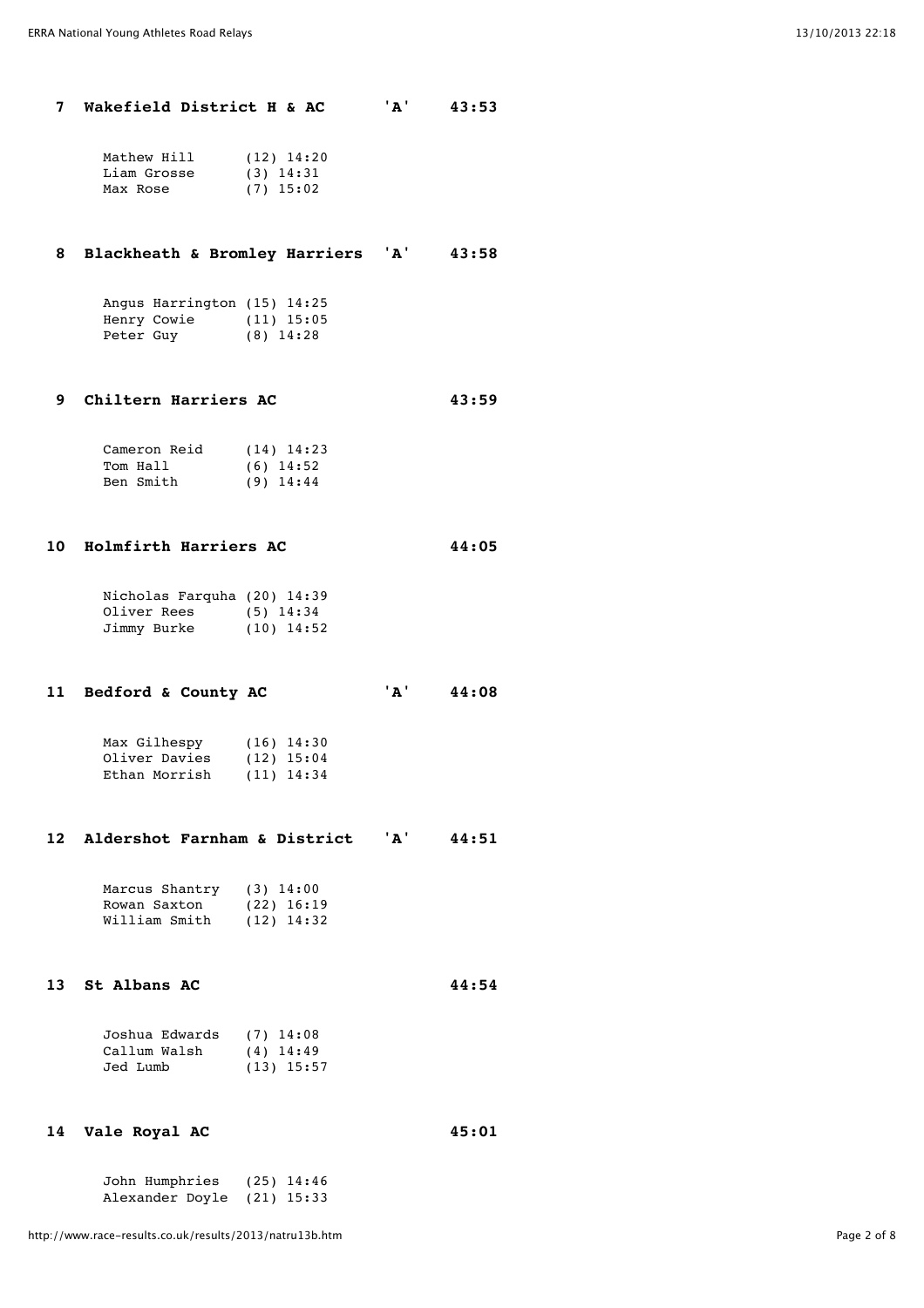**7 Wakefield District H & AC 'A' 43:53**

```
Mathew Hill     (12) 14:20
Liam Grosse     (3) 14:31
Max Rose        (7) 15:02
```

**8 Blackheath & Bromley Harriers 'A' 43:58**

```
Angus Harrington (15) 14:25
Henry Cowie     (11) 15:05
Peter Guy       (8) 14:28
```

**9 Chiltern Harriers AC 43:59**

```
Cameron Reid    (14) 14:23
Tom Hall        (6) 14:52
Ben Smith       (9) 14:44
```

**10 Holmfirth Harriers AC 44:05**

```
Nicholas Farquha (20) 14:39
Oliver Rees     (5) 14:34
Jimmy Burke     (10) 14:52
```

**11 Bedford & County AC 'A' 44:08**

```
Max Gilhespy    (16) 14:30
Oliver Davies   (12) 15:04
Ethan Morrish   (11) 14:34
```

**12 Aldershot Farnham & District 'A' 44:51**

```
Marcus Shantry  (3) 14:00
Rowan Saxton    (22) 16:19
William Smith   (12) 14:32
```

**13 St Albans AC 44:54**

```
Joshua Edwards  (7) 14:08
Callum Walsh    (4) 14:49
Jed Lumb        (13) 15:57
```

**14 Vale Royal AC 45:01**

```
John Humphries  (25) 14:46
Alexander Doyle (21) 15:33
```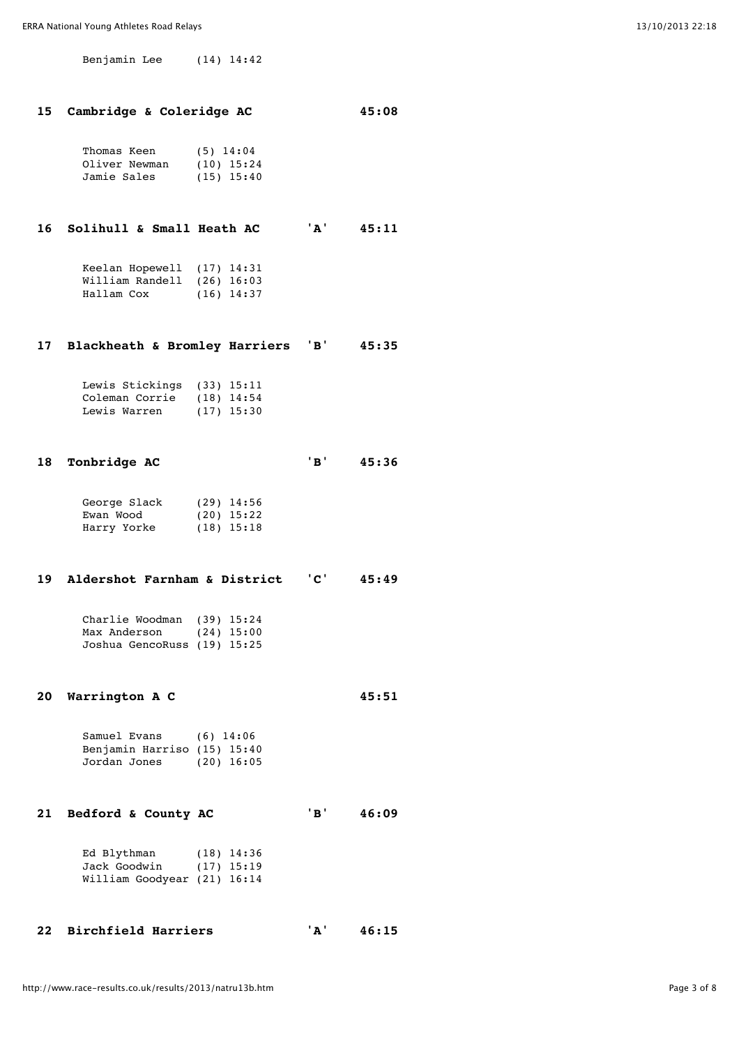Benjamin Lee (14) 14:42

**15 Cambridge & Coleridge AC 45:08**

Thomas Keen (5) 14:04
Oliver Newman (10) 15:24
Jamie Sales (15) 15:40

**16 Solihull & Small Heath AC 'A' 45:11**

Keelan Hopewell (17) 14:31
William Randell (26) 16:03
Hallam Cox (16) 14:37

**17 Blackheath & Bromley Harriers 'B' 45:35**

Lewis Stickings (33) 15:11
Coleman Corrie (18) 14:54
Lewis Warren (17) 15:30

**18 Tonbridge AC 'B' 45:36**

George Slack (29) 14:56
Ewan Wood (20) 15:22
Harry Yorke (18) 15:18

**19 Aldershot Farnham & District 'C' 45:49**

Charlie Woodman (39) 15:24
Max Anderson (24) 15:00
Joshua GencoRuss (19) 15:25

**20 Warrington A C 45:51**

Samuel Evans (6) 14:06
Benjamin Harriso (15) 15:40
Jordan Jones (20) 16:05

**21 Bedford & County AC 'B' 46:09**

Ed Blythman (18) 14:36
Jack Goodwin (17) 15:19
William Goodyear (21) 16:14

**22 Birchfield Harriers 'A' 46:15**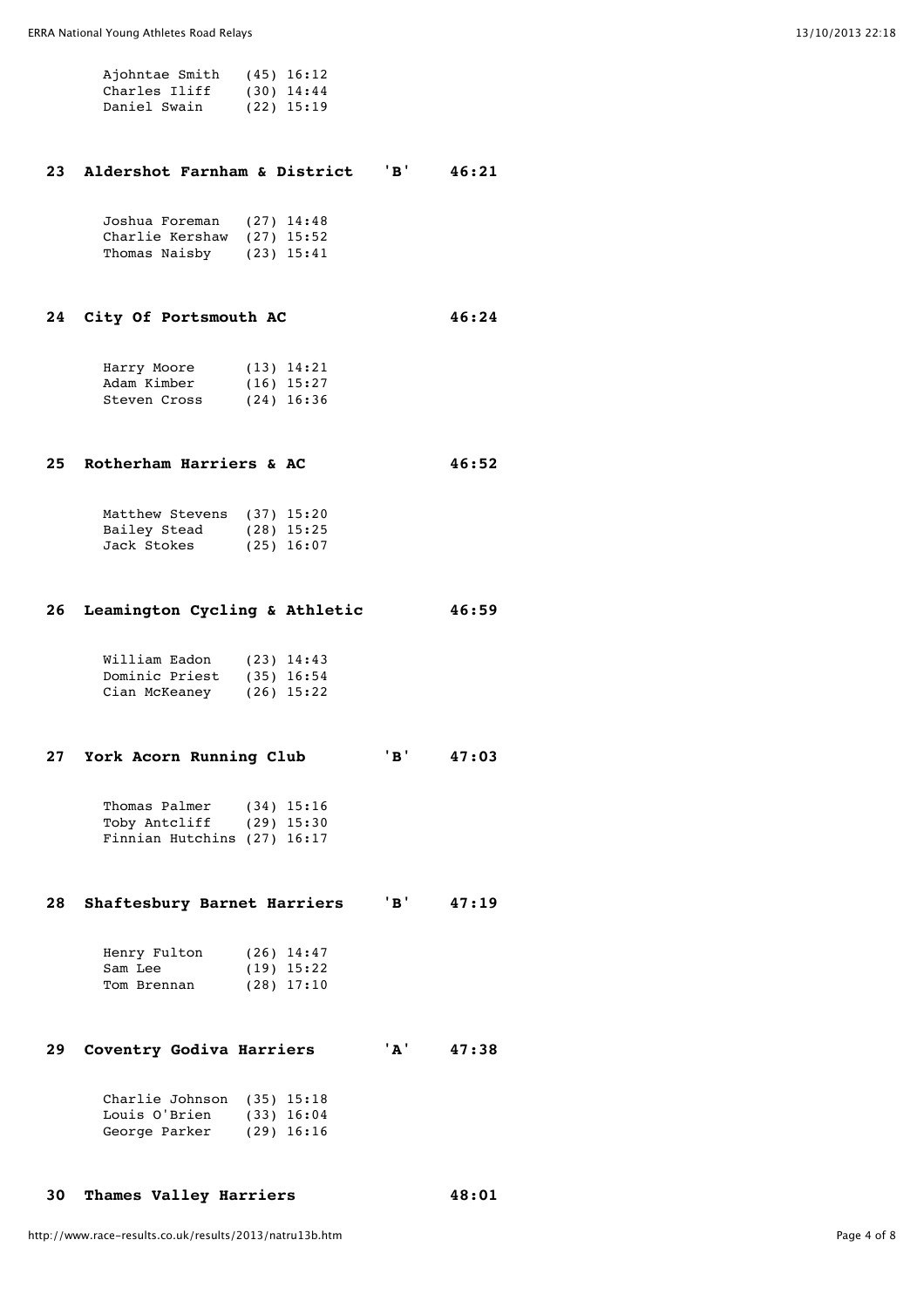```
Ajohntae Smith   (45) 16:12
Charles Iliff    (30) 14:44
Daniel Swain     (22) 15:19
```

**23 Aldershot Farnham & District 'B' 46:21**

```
Joshua Foreman   (27) 14:48
Charlie Kershaw  (27) 15:52
Thomas Naisby    (23) 15:41
```

**24 City Of Portsmouth AC 46:24**

```
Harry Moore      (13) 14:21
Adam Kimber      (16) 15:27
Steven Cross     (24) 16:36
```

**25 Rotherham Harriers & AC 46:52**

```
Matthew Stevens  (37) 15:20
Bailey Stead     (28) 15:25
Jack Stokes      (25) 16:07
```

**26 Leamington Cycling & Athletic 46:59**

```
William Eadon    (23) 14:43
Dominic Priest   (35) 16:54
Cian McKeaney    (26) 15:22
```

**27 York Acorn Running Club 'B' 47:03**

```
Thomas Palmer    (34) 15:16
Toby Antcliff    (29) 15:30
Finnian Hutchins (27) 16:17
```

**28 Shaftesbury Barnet Harriers 'B' 47:19**

```
Henry Fulton     (26) 14:47
Sam Lee          (19) 15:22
Tom Brennan      (28) 17:10
```

**29 Coventry Godiva Harriers 'A' 47:38**

```
Charlie Johnson  (35) 15:18
Louis O'Brien    (33) 16:04
George Parker    (29) 16:16
```

**30 Thames Valley Harriers 48:01**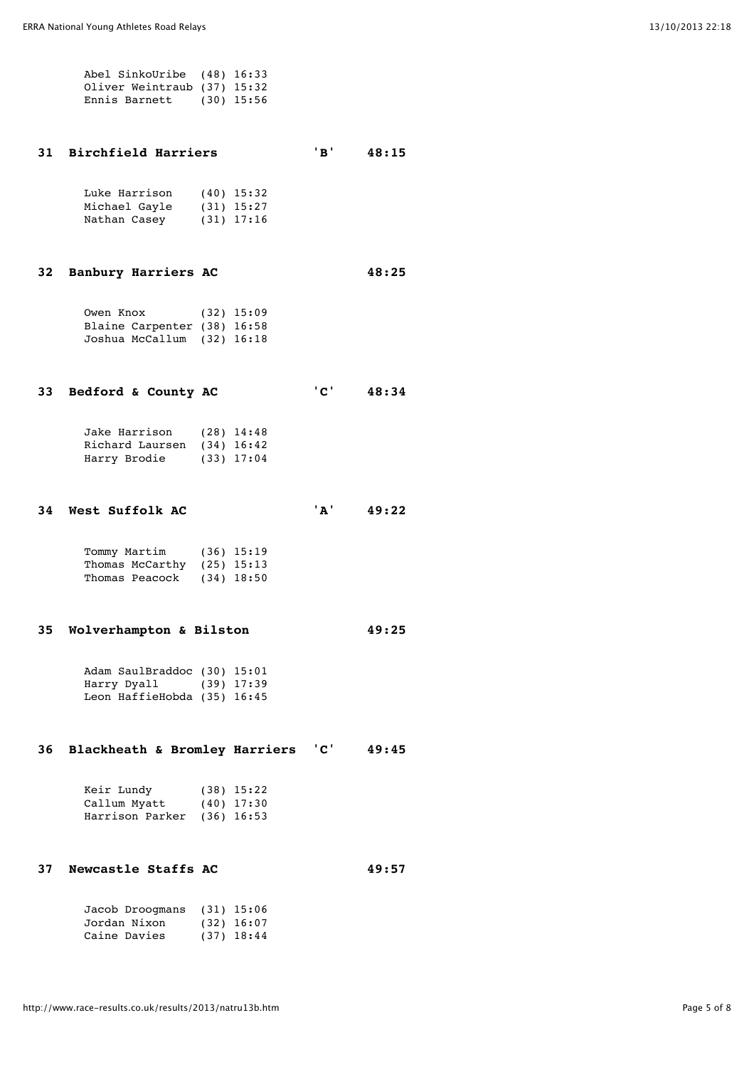Abel SinkoUribe (48) 16:33
Oliver Weintraub (37) 15:32
Ennis Barnett (30) 15:56

**31 Birchfield Harriers 'B' 48:15**

Luke Harrison (40) 15:32
Michael Gayle (31) 15:27
Nathan Casey (31) 17:16

**32 Banbury Harriers AC 48:25**

Owen Knox (32) 15:09
Blaine Carpenter (38) 16:58
Joshua McCallum (32) 16:18

**33 Bedford & County AC 'C' 48:34**

Jake Harrison (28) 14:48
Richard Laursen (34) 16:42
Harry Brodie (33) 17:04

**34 West Suffolk AC 'A' 49:22**

Tommy Martim (36) 15:19
Thomas McCarthy (25) 15:13
Thomas Peacock (34) 18:50

**35 Wolverhampton & Bilston 49:25**

Adam SaulBraddoc (30) 15:01
Harry Dyall (39) 17:39
Leon HaffieHobda (35) 16:45

**36 Blackheath & Bromley Harriers 'C' 49:45**

Keir Lundy (38) 15:22
Callum Myatt (40) 17:30
Harrison Parker (36) 16:53

**37 Newcastle Staffs AC 49:57**

Jacob Droogmans (31) 15:06
Jordan Nixon (32) 16:07
Caine Davies (37) 18:44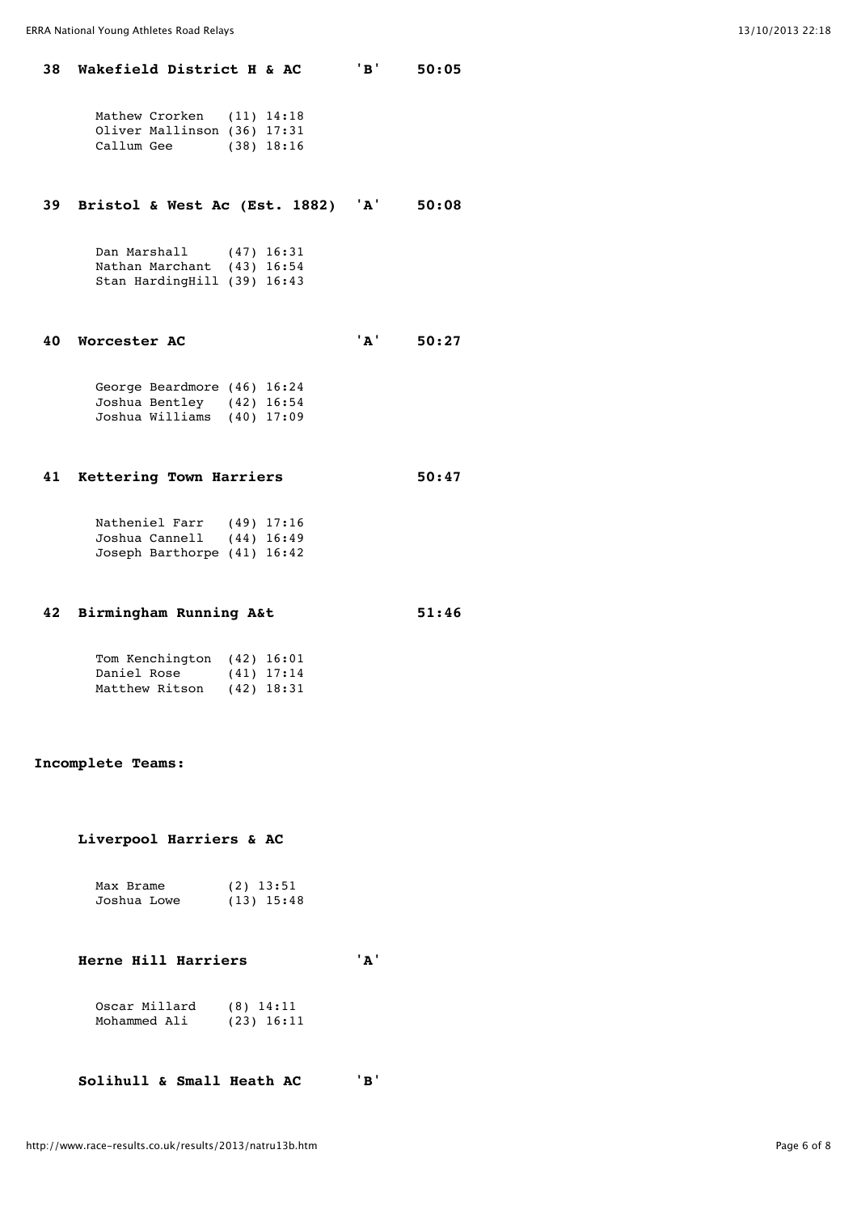**38 Wakefield District H & AC 'B' 50:05**

| | | |
|---|---|---|
| Mathew Crorken | (11) | 14:18 |
| Oliver Mallinson | (36) | 17:31 |
| Callum Gee | (38) | 18:16 |

**39 Bristol & West Ac (Est. 1882) 'A' 50:08**

| | | |
|---|---|---|
| Dan Marshall | (47) | 16:31 |
| Nathan Marchant | (43) | 16:54 |
| Stan HardingHill | (39) | 16:43 |

**40 Worcester AC 'A' 50:27**

| | | |
|---|---|---|
| George Beardmore | (46) | 16:24 |
| Joshua Bentley | (42) | 16:54 |
| Joshua Williams | (40) | 17:09 |

**41 Kettering Town Harriers 50:47**

| | | |
|---|---|---|
| Natheniel Farr | (49) | 17:16 |
| Joshua Cannell | (44) | 16:49 |
| Joseph Barthorpe | (41) | 16:42 |

**42 Birmingham Running A&t 51:46**

| | | |
|---|---|---|
| Tom Kenchington | (42) | 16:01 |
| Daniel Rose | (41) | 17:14 |
| Matthew Ritson | (42) | 18:31 |

**Incomplete Teams:**

**Liverpool Harriers & AC**

| | | |
|---|---|---|
| Max Brame | (2) | 13:51 |
| Joshua Lowe | (13) | 15:48 |

**Herne Hill Harriers 'A'**

| | | |
|---|---|---|
| Oscar Millard | (8) | 14:11 |
| Mohammed Ali | (23) | 16:11 |

**Solihull & Small Heath AC 'B'**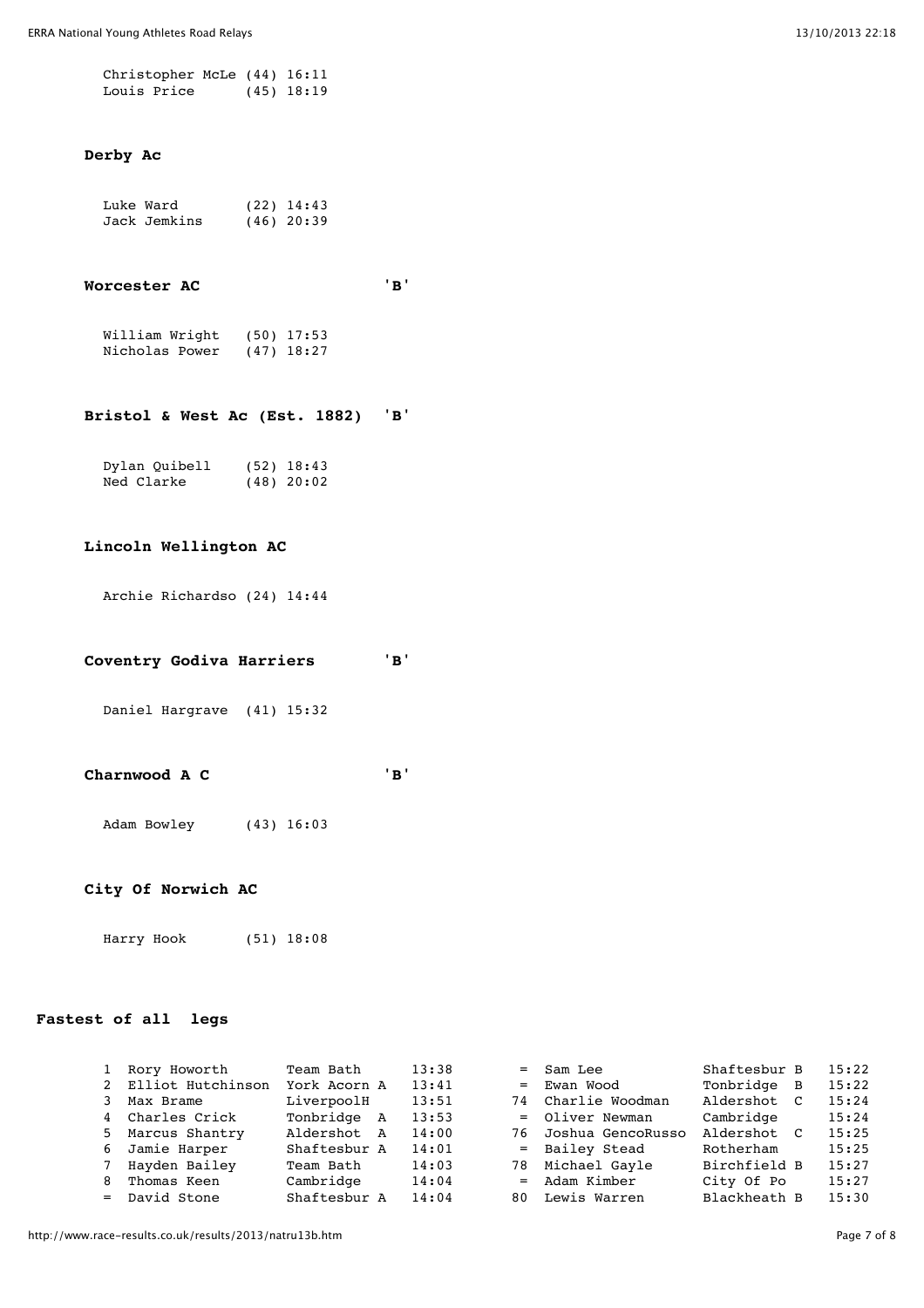| | | |
|---|---|---|
| Christopher McLe | (44) | 16:11 |
| Louis Price | (45) | 18:19 |

**Derby Ac**

| | | |
|---|---|---|
| Luke Ward | (22) | 14:43 |
| Jack Jemkins | (46) | 20:39 |

**Worcester AC 'B'**

| | | |
|---|---|---|
| William Wright | (50) | 17:53 |
| Nicholas Power | (47) | 18:27 |

**Bristol & West Ac (Est. 1882) 'B'**

| | | |
|---|---|---|
| Dylan Quibell | (52) | 18:43 |
| Ned Clarke | (48) | 20:02 |

**Lincoln Wellington AC**

| | | |
|---|---|---|
| Archie Richardso | (24) | 14:44 |

**Coventry Godiva Harriers 'B'**

| | | |
|---|---|---|
| Daniel Hargrave | (41) | 15:32 |

**Charnwood A C 'B'**

| | | |
|---|---|---|
| Adam Bowley | (43) | 16:03 |

**City Of Norwich AC**

| | | |
|---|---|---|
| Harry Hook | (51) | 18:08 |

**Fastest of all legs**

| Pos | Name | Team | Time |
|---|---|---|---|
| 1 | Rory Howorth | Team Bath | 13:38 |
| 2 | Elliot Hutchinson | York Acorn A | 13:41 |
| 3 | Max Brame | LiverpoolH | 13:51 |
| 4 | Charles Crick | Tonbridge A | 13:53 |
| 5 | Marcus Shantry | Aldershot A | 14:00 |
| 6 | Jamie Harper | Shaftesbur A | 14:01 |
| 7 | Hayden Bailey | Team Bath | 14:03 |
| 8 | Thomas Keen | Cambridge | 14:04 |
| = | David Stone | Shaftesbur A | 14:04 |
| = | Sam Lee | Shaftesbur B | 15:22 |
| = | Ewan Wood | Tonbridge B | 15:22 |
| 74 | Charlie Woodman | Aldershot C | 15:24 |
| = | Oliver Newman | Cambridge | 15:24 |
| 76 | Joshua GencoRusso | Aldershot C | 15:25 |
| = | Bailey Stead | Rotherham | 15:25 |
| 78 | Michael Gayle | Birchfield B | 15:27 |
| = | Adam Kimber | City Of Po | 15:27 |
| 80 | Lewis Warren | Blackheath B | 15:30 |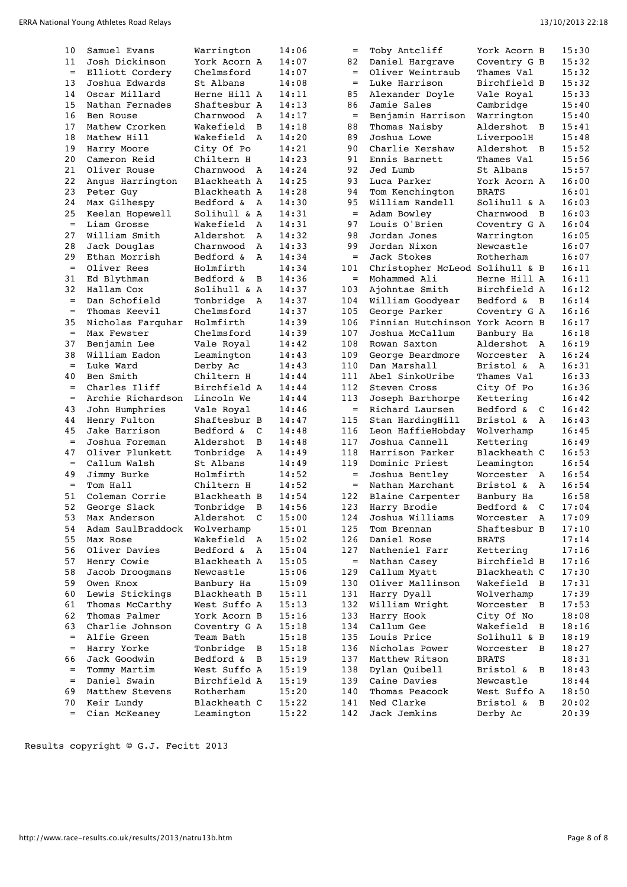| | | | |
|---|---|---|---|
| 10 | Samuel Evans | Warrington | 14:06 |
| 11 | Josh Dickinson | York Acorn A | 14:07 |
| = | Elliott Cordery | Chelmsford | 14:07 |
| 13 | Joshua Edwards | St Albans | 14:08 |
| 14 | Oscar Millard | Herne Hill A | 14:11 |
| 15 | Nathan Fernades | Shaftesbur A | 14:13 |
| 16 | Ben Rouse | Charnwood A | 14:17 |
| 17 | Mathew Crorken | Wakefield B | 14:18 |
| 18 | Mathew Hill | Wakefield A | 14:20 |
| 19 | Harry Moore | City Of Po | 14:21 |
| 20 | Cameron Reid | Chiltern H | 14:23 |
| 21 | Oliver Rouse | Charnwood A | 14:24 |
| 22 | Angus Harrington | Blackheath A | 14:25 |
| 23 | Peter Guy | Blackheath A | 14:28 |
| 24 | Max Gilhespy | Bedford & A | 14:30 |
| 25 | Keelan Hopewell | Solihull & A | 14:31 |
| = | Liam Grosse | Wakefield A | 14:31 |
| 27 | William Smith | Aldershot A | 14:32 |
| 28 | Jack Douglas | Charnwood A | 14:33 |
| 29 | Ethan Morrish | Bedford & A | 14:34 |
| = | Oliver Rees | Holmfirth | 14:34 |
| 31 | Ed Blythman | Bedford & B | 14:36 |
| 32 | Hallam Cox | Solihull & A | 14:37 |
| = | Dan Schofield | Tonbridge A | 14:37 |
| = | Thomas Keevil | Chelmsford | 14:37 |
| 35 | Nicholas Farquhar | Holmfirth | 14:39 |
| = | Max Fewster | Chelmsford | 14:39 |
| 37 | Benjamin Lee | Vale Royal | 14:42 |
| 38 | William Eadon | Leamington | 14:43 |
| = | Luke Ward | Derby Ac | 14:43 |
| 40 | Ben Smith | Chiltern H | 14:44 |
| = | Charles Iliff | Birchfield A | 14:44 |
| = | Archie Richardson | Lincoln We | 14:44 |
| 43 | John Humphries | Vale Royal | 14:46 |
| 44 | Henry Fulton | Shaftesbur B | 14:47 |
| 45 | Jake Harrison | Bedford & C | 14:48 |
| = | Joshua Foreman | Aldershot B | 14:48 |
| 47 | Oliver Plunkett | Tonbridge A | 14:49 |
| = | Callum Walsh | St Albans | 14:49 |
| 49 | Jimmy Burke | Holmfirth | 14:52 |
| = | Tom Hall | Chiltern H | 14:52 |
| 51 | Coleman Corrie | Blackheath B | 14:54 |
| 52 | George Slack | Tonbridge B | 14:56 |
| 53 | Max Anderson | Aldershot C | 15:00 |
| 54 | Adam SaulBraddock | Wolverhamp | 15:01 |
| 55 | Max Rose | Wakefield A | 15:02 |
| 56 | Oliver Davies | Bedford & A | 15:04 |
| 57 | Henry Cowie | Blackheath A | 15:05 |
| 58 | Jacob Droogmans | Newcastle | 15:06 |
| 59 | Owen Knox | Banbury Ha | 15:09 |
| 60 | Lewis Stickings | Blackheath B | 15:11 |
| 61 | Thomas McCarthy | West Suffo A | 15:13 |
| 62 | Thomas Palmer | York Acorn B | 15:16 |
| 63 | Charlie Johnson | Coventry G A | 15:18 |
| = | Alfie Green | Team Bath | 15:18 |
| = | Harry Yorke | Tonbridge B | 15:18 |
| 66 | Jack Goodwin | Bedford & B | 15:19 |
| = | Tommy Martim | West Suffo A | 15:19 |
| = | Daniel Swain | Birchfield A | 15:19 |
| 69 | Matthew Stevens | Rotherham | 15:20 |
| 70 | Keir Lundy | Blackheath C | 15:22 |
| = | Cian McKeaney | Leamington | 15:22 |
| = | Toby Antcliff | York Acorn B | 15:30 |
| 82 | Daniel Hargrave | Coventry G B | 15:32 |
| = | Oliver Weintraub | Thames Val | 15:32 |
| = | Luke Harrison | Birchfield B | 15:32 |
| 85 | Alexander Doyle | Vale Royal | 15:33 |
| 86 | Jamie Sales | Cambridge | 15:40 |
| = | Benjamin Harrison | Warrington | 15:40 |
| 88 | Thomas Naisby | Aldershot B | 15:41 |
| 89 | Joshua Lowe | LiverpoolH | 15:48 |
| 90 | Charlie Kershaw | Aldershot B | 15:52 |
| 91 | Ennis Barnett | Thames Val | 15:56 |
| 92 | Jed Lumb | St Albans | 15:57 |
| 93 | Luca Parker | York Acorn A | 16:00 |
| 94 | Tom Kenchington | BRATS | 16:01 |
| 95 | William Randell | Solihull & A | 16:03 |
| = | Adam Bowley | Charnwood B | 16:03 |
| 97 | Louis O'Brien | Coventry G A | 16:04 |
| 98 | Jordan Jones | Warrington | 16:05 |
| 99 | Jordan Nixon | Newcastle | 16:07 |
| = | Jack Stokes | Rotherham | 16:07 |
| 101 | Christopher McLeod | Solihull & B | 16:11 |
| = | Mohammed Ali | Herne Hill A | 16:11 |
| 103 | Ajohntae Smith | Birchfield A | 16:12 |
| 104 | William Goodyear | Bedford & B | 16:14 |
| 105 | George Parker | Coventry G A | 16:16 |
| 106 | Finnian Hutchinson | York Acorn B | 16:17 |
| 107 | Joshua McCallum | Banbury Ha | 16:18 |
| 108 | Rowan Saxton | Aldershot A | 16:19 |
| 109 | George Beardmore | Worcester A | 16:24 |
| 110 | Dan Marshall | Bristol & A | 16:31 |
| 111 | Abel SinkoUribe | Thames Val | 16:33 |
| 112 | Steven Cross | City Of Po | 16:36 |
| 113 | Joseph Barthorpe | Kettering | 16:42 |
| = | Richard Laursen | Bedford & C | 16:42 |
| 115 | Stan HardingHill | Bristol & A | 16:43 |
| 116 | Leon HaffieHobday | Wolverhamp | 16:45 |
| 117 | Joshua Cannell | Kettering | 16:49 |
| 118 | Harrison Parker | Blackheath C | 16:53 |
| 119 | Dominic Priest | Leamington | 16:54 |
| = | Joshua Bentley | Worcester A | 16:54 |
| = | Nathan Marchant | Bristol & A | 16:54 |
| 122 | Blaine Carpenter | Banbury Ha | 16:58 |
| 123 | Harry Brodie | Bedford & C | 17:04 |
| 124 | Joshua Williams | Worcester A | 17:09 |
| 125 | Tom Brennan | Shaftesbur B | 17:10 |
| 126 | Daniel Rose | BRATS | 17:14 |
| 127 | Natheniel Farr | Kettering | 17:16 |
| = | Nathan Casey | Birchfield B | 17:16 |
| 129 | Callum Myatt | Blackheath C | 17:30 |
| 130 | Oliver Mallinson | Wakefield B | 17:31 |
| 131 | Harry Dyall | Wolverhamp | 17:39 |
| 132 | William Wright | Worcester B | 17:53 |
| 133 | Harry Hook | City Of No | 18:08 |
| 134 | Callum Gee | Wakefield B | 18:16 |
| 135 | Louis Price | Solihull & B | 18:19 |
| 136 | Nicholas Power | Worcester B | 18:27 |
| 137 | Matthew Ritson | BRATS | 18:31 |
| 138 | Dylan Quibell | Bristol & B | 18:43 |
| 139 | Caine Davies | Newcastle | 18:44 |
| 140 | Thomas Peacock | West Suffo A | 18:50 |
| 141 | Ned Clarke | Bristol & B | 20:02 |
| 142 | Jack Jemkins | Derby Ac | 20:39 |

Results copyright © G.J. Fecitt 2013